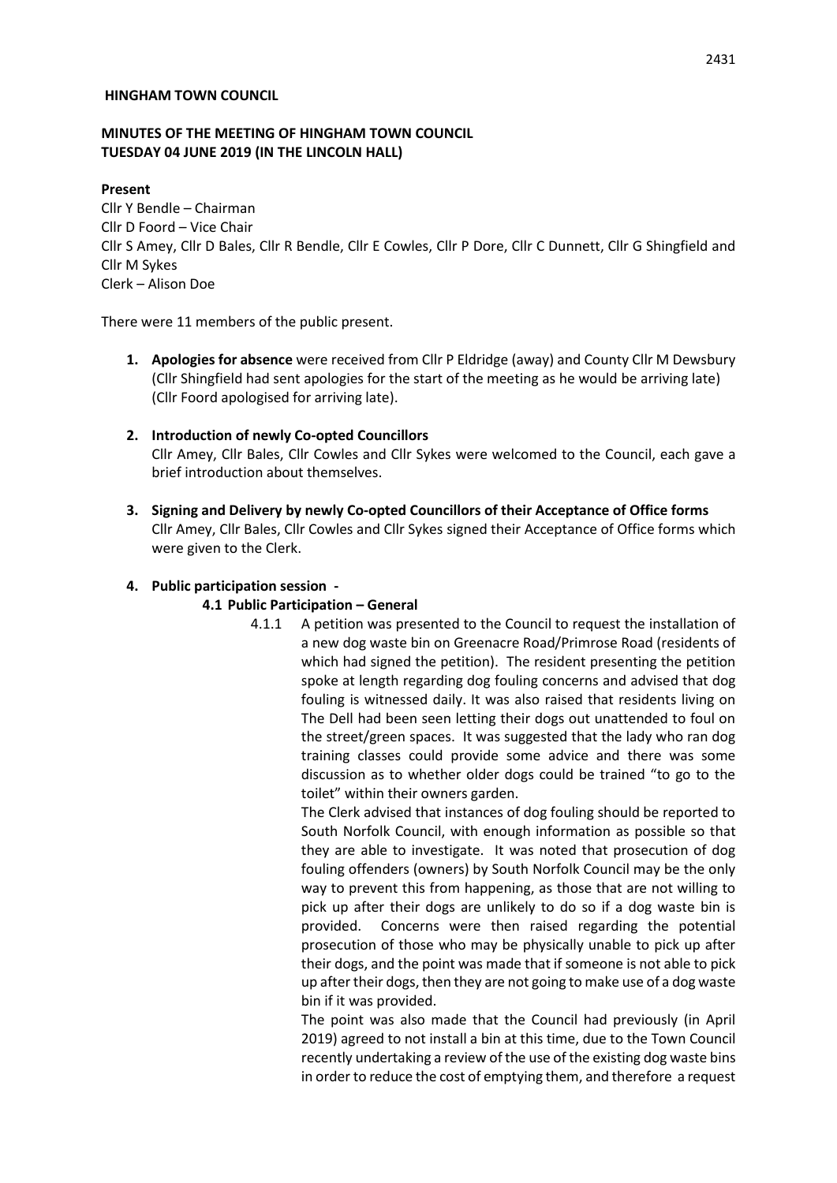**HINGHAM TOWN COUNCIL**

**MINUTES OF THE MEETING OF HINGHAM TOWN COUNCIL**
**TUESDAY 04 JUNE 2019 (IN THE LINCOLN HALL)**

**Present**

Cllr Y Bendle – Chairman
Cllr D Foord – Vice Chair
Cllr S Amey, Cllr D Bales, Cllr R Bendle, Cllr E Cowles, Cllr P Dore, Cllr C Dunnett, Cllr G Shingfield and Cllr M Sykes
Clerk – Alison Doe

There were 11 members of the public present.

1. **Apologies for absence** were received from Cllr P Eldridge (away) and County Cllr M Dewsbury (Cllr Shingfield had sent apologies for the start of the meeting as he would be arriving late) (Cllr Foord apologised for arriving late).

2. **Introduction of newly Co-opted Councillors**
   Cllr Amey, Cllr Bales, Cllr Cowles and Cllr Sykes were welcomed to the Council, each gave a brief introduction about themselves.

3. **Signing and Delivery by newly Co-opted Councillors of their Acceptance of Office forms**
   Cllr Amey, Cllr Bales, Cllr Cowles and Cllr Sykes signed their Acceptance of Office forms which were given to the Clerk.

4. **Public participation session -**

   **4.1 Public Participation – General**

   4.1.1 A petition was presented to the Council to request the installation of a new dog waste bin on Greenacre Road/Primrose Road (residents of which had signed the petition). The resident presenting the petition spoke at length regarding dog fouling concerns and advised that dog fouling is witnessed daily. It was also raised that residents living on The Dell had been seen letting their dogs out unattended to foul on the street/green spaces. It was suggested that the lady who ran dog training classes could provide some advice and there was some discussion as to whether older dogs could be trained "to go to the toilet" within their owners garden.

   The Clerk advised that instances of dog fouling should be reported to South Norfolk Council, with enough information as possible so that they are able to investigate. It was noted that prosecution of dog fouling offenders (owners) by South Norfolk Council may be the only way to prevent this from happening, as those that are not willing to pick up after their dogs are unlikely to do so if a dog waste bin is provided. Concerns were then raised regarding the potential prosecution of those who may be physically unable to pick up after their dogs, and the point was made that if someone is not able to pick up after their dogs, then they are not going to make use of a dog waste bin if it was provided.

   The point was also made that the Council had previously (in April 2019) agreed to not install a bin at this time, due to the Town Council recently undertaking a review of the use of the existing dog waste bins in order to reduce the cost of emptying them, and therefore a request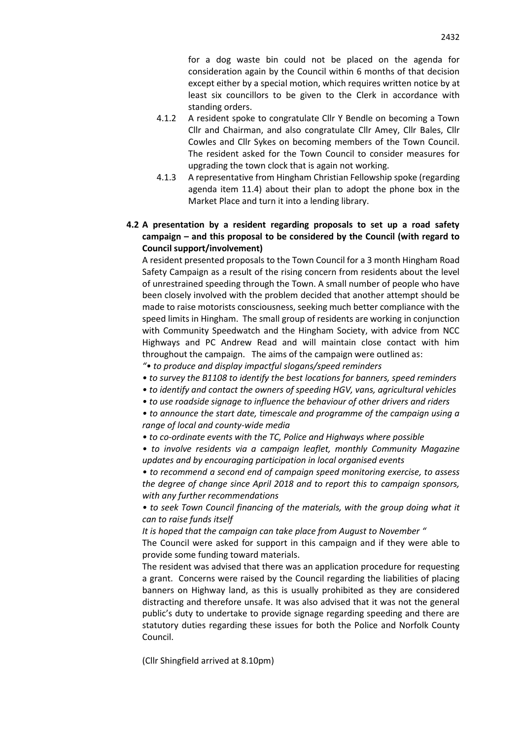for a dog waste bin could not be placed on the agenda for consideration again by the Council within 6 months of that decision except either by a special motion, which requires written notice by at least six councillors to be given to the Clerk in accordance with standing orders.

4.1.2 A resident spoke to congratulate Cllr Y Bendle on becoming a Town Cllr and Chairman, and also congratulate Cllr Amey, Cllr Bales, Cllr Cowles and Cllr Sykes on becoming members of the Town Council. The resident asked for the Town Council to consider measures for upgrading the town clock that is again not working.

4.1.3 A representative from Hingham Christian Fellowship spoke (regarding agenda item 11.4) about their plan to adopt the phone box in the Market Place and turn it into a lending library.

**4.2 A presentation by a resident regarding proposals to set up a road safety campaign – and this proposal to be considered by the Council (with regard to Council support/involvement)**

A resident presented proposals to the Town Council for a 3 month Hingham Road Safety Campaign as a result of the rising concern from residents about the level of unrestrained speeding through the Town. A small number of people who have been closely involved with the problem decided that another attempt should be made to raise motorists consciousness, seeking much better compliance with the speed limits in Hingham. The small group of residents are working in conjunction with Community Speedwatch and the Hingham Society, with advice from NCC Highways and PC Andrew Read and will maintain close contact with him throughout the campaign. The aims of the campaign were outlined as:

*"• to produce and display impactful slogans/speed reminders*

*• to survey the B1108 to identify the best locations for banners, speed reminders*

*• to identify and contact the owners of speeding HGV, vans, agricultural vehicles*

*• to use roadside signage to influence the behaviour of other drivers and riders*

*• to announce the start date, timescale and programme of the campaign using a range of local and county-wide media*

*• to co-ordinate events with the TC, Police and Highways where possible*

*• to involve residents via a campaign leaflet, monthly Community Magazine updates and by encouraging participation in local organised events*

*• to recommend a second end of campaign speed monitoring exercise, to assess the degree of change since April 2018 and to report this to campaign sponsors, with any further recommendations*

*• to seek Town Council financing of the materials, with the group doing what it can to raise funds itself*

*It is hoped that the campaign can take place from August to November "*

The Council were asked for support in this campaign and if they were able to provide some funding toward materials.

The resident was advised that there was an application procedure for requesting a grant. Concerns were raised by the Council regarding the liabilities of placing banners on Highway land, as this is usually prohibited as they are considered distracting and therefore unsafe. It was also advised that it was not the general public's duty to undertake to provide signage regarding speeding and there are statutory duties regarding these issues for both the Police and Norfolk County Council.

(Cllr Shingfield arrived at 8.10pm)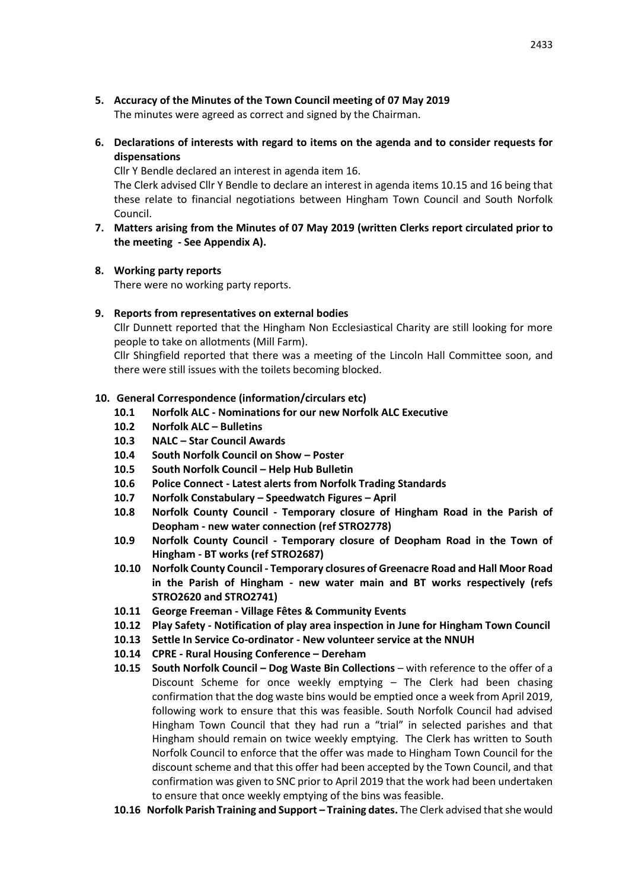**5. Accuracy of the Minutes of the Town Council meeting of 07 May 2019**

The minutes were agreed as correct and signed by the Chairman.

**6. Declarations of interests with regard to items on the agenda and to consider requests for dispensations**

Cllr Y Bendle declared an interest in agenda item 16.

The Clerk advised Cllr Y Bendle to declare an interest in agenda items 10.15 and 16 being that these relate to financial negotiations between Hingham Town Council and South Norfolk Council.

**7. Matters arising from the Minutes of 07 May 2019 (written Clerks report circulated prior to the meeting - See Appendix A).**

**8. Working party reports**

There were no working party reports.

**9. Reports from representatives on external bodies**

Cllr Dunnett reported that the Hingham Non Ecclesiastical Charity are still looking for more people to take on allotments (Mill Farm).

Cllr Shingfield reported that there was a meeting of the Lincoln Hall Committee soon, and there were still issues with the toilets becoming blocked.

**10. General Correspondence (information/circulars etc)**

- **10.1 Norfolk ALC - Nominations for our new Norfolk ALC Executive**
- **10.2 Norfolk ALC – Bulletins**
- **10.3 NALC – Star Council Awards**
- **10.4 South Norfolk Council on Show – Poster**
- **10.5 South Norfolk Council – Help Hub Bulletin**
- **10.6 Police Connect - Latest alerts from Norfolk Trading Standards**
- **10.7 Norfolk Constabulary – Speedwatch Figures – April**
- **10.8 Norfolk County Council - Temporary closure of Hingham Road in the Parish of Deopham - new water connection (ref STRO2778)**
- **10.9 Norfolk County Council - Temporary closure of Deopham Road in the Town of Hingham - BT works (ref STRO2687)**
- **10.10 Norfolk County Council - Temporary closures of Greenacre Road and Hall Moor Road in the Parish of Hingham - new water main and BT works respectively (refs STRO2620 and STRO2741)**
- **10.11 George Freeman - Village Fêtes & Community Events**
- **10.12 Play Safety - Notification of play area inspection in June for Hingham Town Council**
- **10.13 Settle In Service Co-ordinator - New volunteer service at the NNUH**
- **10.14 CPRE - Rural Housing Conference – Dereham**
- **10.15 South Norfolk Council – Dog Waste Bin Collections** – with reference to the offer of a Discount Scheme for once weekly emptying – The Clerk had been chasing confirmation that the dog waste bins would be emptied once a week from April 2019, following work to ensure that this was feasible. South Norfolk Council had advised Hingham Town Council that they had run a "trial" in selected parishes and that Hingham should remain on twice weekly emptying. The Clerk has written to South Norfolk Council to enforce that the offer was made to Hingham Town Council for the discount scheme and that this offer had been accepted by the Town Council, and that confirmation was given to SNC prior to April 2019 that the work had been undertaken to ensure that once weekly emptying of the bins was feasible.
- **10.16 Norfolk Parish Training and Support – Training dates.** The Clerk advised that she would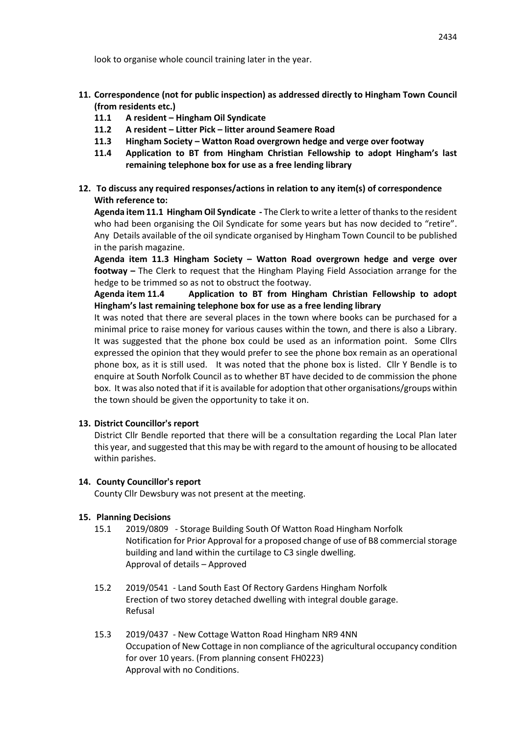look to organise whole council training later in the year.

**11. Correspondence (not for public inspection) as addressed directly to Hingham Town Council (from residents etc.)**

- **11.1 A resident – Hingham Oil Syndicate**
- **11.2 A resident – Litter Pick – litter around Seamere Road**
- **11.3 Hingham Society – Watton Road overgrown hedge and verge over footway**
- **11.4 Application to BT from Hingham Christian Fellowship to adopt Hingham's last remaining telephone box for use as a free lending library**

**12. To discuss any required responses/actions in relation to any item(s) of correspondence With reference to:**

**Agenda item 11.1 Hingham Oil Syndicate -** The Clerk to write a letter of thanks to the resident who had been organising the Oil Syndicate for some years but has now decided to "retire". Any Details available of the oil syndicate organised by Hingham Town Council to be published in the parish magazine.

**Agenda item 11.3 Hingham Society – Watton Road overgrown hedge and verge over footway –** The Clerk to request that the Hingham Playing Field Association arrange for the hedge to be trimmed so as not to obstruct the footway.

**Agenda item 11.4 Application to BT from Hingham Christian Fellowship to adopt Hingham's last remaining telephone box for use as a free lending library**

It was noted that there are several places in the town where books can be purchased for a minimal price to raise money for various causes within the town, and there is also a Library. It was suggested that the phone box could be used as an information point. Some Cllrs expressed the opinion that they would prefer to see the phone box remain as an operational phone box, as it is still used. It was noted that the phone box is listed. Cllr Y Bendle is to enquire at South Norfolk Council as to whether BT have decided to de commission the phone box. It was also noted that if it is available for adoption that other organisations/groups within the town should be given the opportunity to take it on.

**13. District Councillor's report**

District Cllr Bendle reported that there will be a consultation regarding the Local Plan later this year, and suggested that this may be with regard to the amount of housing to be allocated within parishes.

**14. County Councillor's report**

County Cllr Dewsbury was not present at the meeting.

**15. Planning Decisions**

15.1 2019/0809 - Storage Building South Of Watton Road Hingham Norfolk
Notification for Prior Approval for a proposed change of use of B8 commercial storage building and land within the curtilage to C3 single dwelling.
Approval of details – Approved

15.2 2019/0541 - Land South East Of Rectory Gardens Hingham Norfolk
Erection of two storey detached dwelling with integral double garage.
Refusal

15.3 2019/0437 - New Cottage Watton Road Hingham NR9 4NN
Occupation of New Cottage in non compliance of the agricultural occupancy condition for over 10 years. (From planning consent FH0223)
Approval with no Conditions.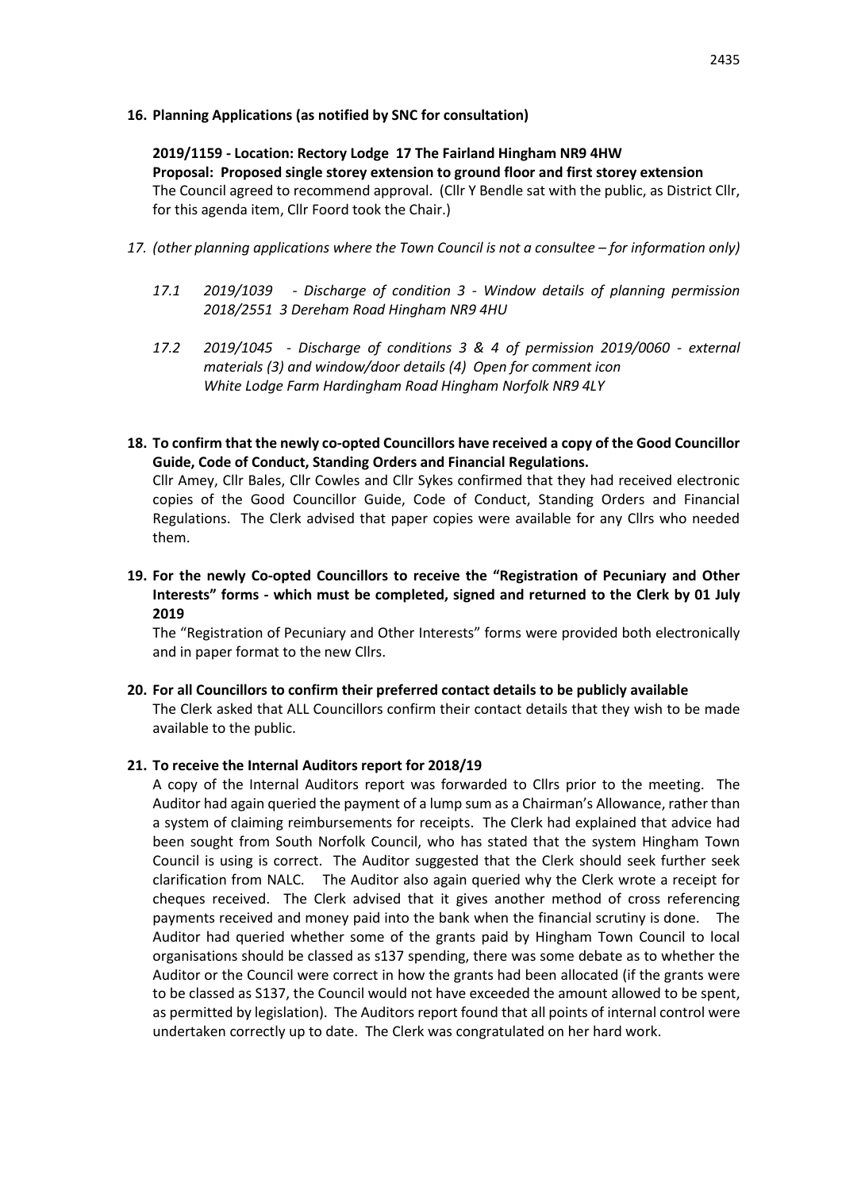**16. Planning Applications (as notified by SNC for consultation)**

**2019/1159 - Location: Rectory Lodge 17 The Fairland Hingham NR9 4HW**
**Proposal: Proposed single storey extension to ground floor and first storey extension**
The Council agreed to recommend approval. (Cllr Y Bendle sat with the public, as District Cllr, for this agenda item, Cllr Foord took the Chair.)

*17. (other planning applications where the Town Council is not a consultee – for information only)*

*17.1 2019/1039 - Discharge of condition 3 - Window details of planning permission 2018/2551 3 Dereham Road Hingham NR9 4HU*

*17.2 2019/1045 - Discharge of conditions 3 & 4 of permission 2019/0060 - external materials (3) and window/door details (4) Open for comment icon White Lodge Farm Hardingham Road Hingham Norfolk NR9 4LY*

**18. To confirm that the newly co-opted Councillors have received a copy of the Good Councillor Guide, Code of Conduct, Standing Orders and Financial Regulations.**
Cllr Amey, Cllr Bales, Cllr Cowles and Cllr Sykes confirmed that they had received electronic copies of the Good Councillor Guide, Code of Conduct, Standing Orders and Financial Regulations. The Clerk advised that paper copies were available for any Cllrs who needed them.

**19. For the newly Co-opted Councillors to receive the "Registration of Pecuniary and Other Interests" forms - which must be completed, signed and returned to the Clerk by 01 July 2019**
The "Registration of Pecuniary and Other Interests" forms were provided both electronically and in paper format to the new Cllrs.

**20. For all Councillors to confirm their preferred contact details to be publicly available**
The Clerk asked that ALL Councillors confirm their contact details that they wish to be made available to the public.

**21. To receive the Internal Auditors report for 2018/19**
A copy of the Internal Auditors report was forwarded to Cllrs prior to the meeting. The Auditor had again queried the payment of a lump sum as a Chairman's Allowance, rather than a system of claiming reimbursements for receipts. The Clerk had explained that advice had been sought from South Norfolk Council, who has stated that the system Hingham Town Council is using is correct. The Auditor suggested that the Clerk should seek further seek clarification from NALC. The Auditor also again queried why the Clerk wrote a receipt for cheques received. The Clerk advised that it gives another method of cross referencing payments received and money paid into the bank when the financial scrutiny is done. The Auditor had queried whether some of the grants paid by Hingham Town Council to local organisations should be classed as s137 spending, there was some debate as to whether the Auditor or the Council were correct in how the grants had been allocated (if the grants were to be classed as S137, the Council would not have exceeded the amount allowed to be spent, as permitted by legislation). The Auditors report found that all points of internal control were undertaken correctly up to date. The Clerk was congratulated on her hard work.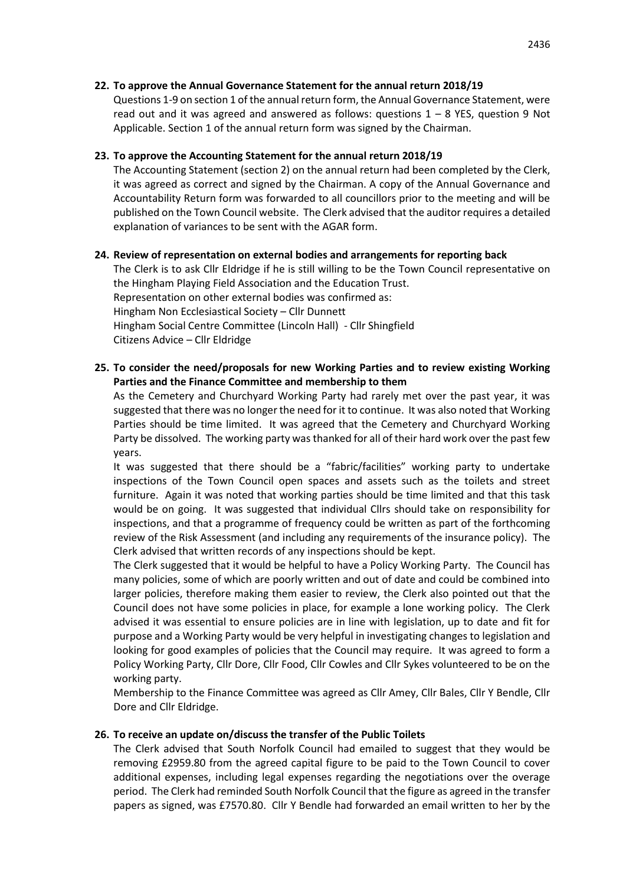**22. To approve the Annual Governance Statement for the annual return 2018/19**

Questions 1-9 on section 1 of the annual return form, the Annual Governance Statement, were read out and it was agreed and answered as follows: questions 1 – 8 YES, question 9 Not Applicable. Section 1 of the annual return form was signed by the Chairman.

**23. To approve the Accounting Statement for the annual return 2018/19**

The Accounting Statement (section 2) on the annual return had been completed by the Clerk, it was agreed as correct and signed by the Chairman. A copy of the Annual Governance and Accountability Return form was forwarded to all councillors prior to the meeting and will be published on the Town Council website. The Clerk advised that the auditor requires a detailed explanation of variances to be sent with the AGAR form.

**24. Review of representation on external bodies and arrangements for reporting back**

The Clerk is to ask Cllr Eldridge if he is still willing to be the Town Council representative on the Hingham Playing Field Association and the Education Trust.
Representation on other external bodies was confirmed as:
Hingham Non Ecclesiastical Society – Cllr Dunnett
Hingham Social Centre Committee (Lincoln Hall) - Cllr Shingfield
Citizens Advice – Cllr Eldridge

**25. To consider the need/proposals for new Working Parties and to review existing Working Parties and the Finance Committee and membership to them**

As the Cemetery and Churchyard Working Party had rarely met over the past year, it was suggested that there was no longer the need for it to continue. It was also noted that Working Parties should be time limited. It was agreed that the Cemetery and Churchyard Working Party be dissolved. The working party was thanked for all of their hard work over the past few years.

It was suggested that there should be a "fabric/facilities" working party to undertake inspections of the Town Council open spaces and assets such as the toilets and street furniture. Again it was noted that working parties should be time limited and that this task would be on going. It was suggested that individual Cllrs should take on responsibility for inspections, and that a programme of frequency could be written as part of the forthcoming review of the Risk Assessment (and including any requirements of the insurance policy). The Clerk advised that written records of any inspections should be kept.

The Clerk suggested that it would be helpful to have a Policy Working Party. The Council has many policies, some of which are poorly written and out of date and could be combined into larger policies, therefore making them easier to review, the Clerk also pointed out that the Council does not have some policies in place, for example a lone working policy. The Clerk advised it was essential to ensure policies are in line with legislation, up to date and fit for purpose and a Working Party would be very helpful in investigating changes to legislation and looking for good examples of policies that the Council may require. It was agreed to form a Policy Working Party, Cllr Dore, Cllr Food, Cllr Cowles and Cllr Sykes volunteered to be on the working party.

Membership to the Finance Committee was agreed as Cllr Amey, Cllr Bales, Cllr Y Bendle, Cllr Dore and Cllr Eldridge.

**26. To receive an update on/discuss the transfer of the Public Toilets**

The Clerk advised that South Norfolk Council had emailed to suggest that they would be removing £2959.80 from the agreed capital figure to be paid to the Town Council to cover additional expenses, including legal expenses regarding the negotiations over the overage period. The Clerk had reminded South Norfolk Council that the figure as agreed in the transfer papers as signed, was £7570.80. Cllr Y Bendle had forwarded an email written to her by the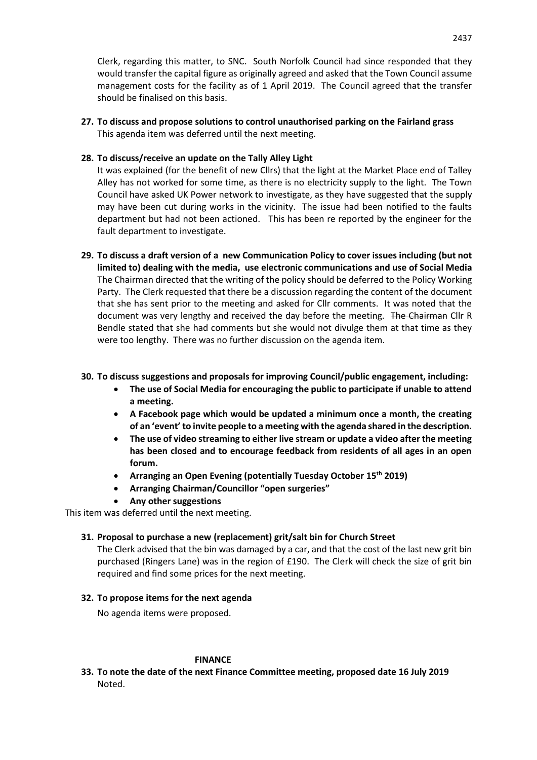Clerk, regarding this matter, to SNC. South Norfolk Council had since responded that they would transfer the capital figure as originally agreed and asked that the Town Council assume management costs for the facility as of 1 April 2019. The Council agreed that the transfer should be finalised on this basis.

**27. To discuss and propose solutions to control unauthorised parking on the Fairland grass**

This agenda item was deferred until the next meeting.

**28. To discuss/receive an update on the Tally Alley Light**

It was explained (for the benefit of new Cllrs) that the light at the Market Place end of Talley Alley has not worked for some time, as there is no electricity supply to the light. The Town Council have asked UK Power network to investigate, as they have suggested that the supply may have been cut during works in the vicinity. The issue had been notified to the faults department but had not been actioned. This has been re reported by the engineer for the fault department to investigate.

**29. To discuss a draft version of a new Communication Policy to cover issues including (but not limited to) dealing with the media, use electronic communications and use of Social Media**

The Chairman directed that the writing of the policy should be deferred to the Policy Working Party. The Clerk requested that there be a discussion regarding the content of the document that she has sent prior to the meeting and asked for Cllr comments. It was noted that the document was very lengthy and received the day before the meeting. ~~The Chairman~~ Cllr R Bendle stated that ~~s~~he had comments but she would not divulge them at that time as they were too lengthy. There was no further discussion on the agenda item.

**30. To discuss suggestions and proposals for improving Council/public engagement, including:**

- **The use of Social Media for encouraging the public to participate if unable to attend a meeting.**
- **A Facebook page which would be updated a minimum once a month, the creating of an 'event' to invite people to a meeting with the agenda shared in the description.**
- **The use of video streaming to either live stream or update a video after the meeting has been closed and to encourage feedback from residents of all ages in an open forum.**
- **Arranging an Open Evening (potentially Tuesday October 15th 2019)**
- **Arranging Chairman/Councillor "open surgeries"**
- **Any other suggestions**

This item was deferred until the next meeting.

**31. Proposal to purchase a new (replacement) grit/salt bin for Church Street**

The Clerk advised that the bin was damaged by a car, and that the cost of the last new grit bin purchased (Ringers Lane) was in the region of £190. The Clerk will check the size of grit bin required and find some prices for the next meeting.

**32. To propose items for the next agenda**

No agenda items were proposed.

## FINANCE

**33. To note the date of the next Finance Committee meeting, proposed date 16 July 2019**

Noted.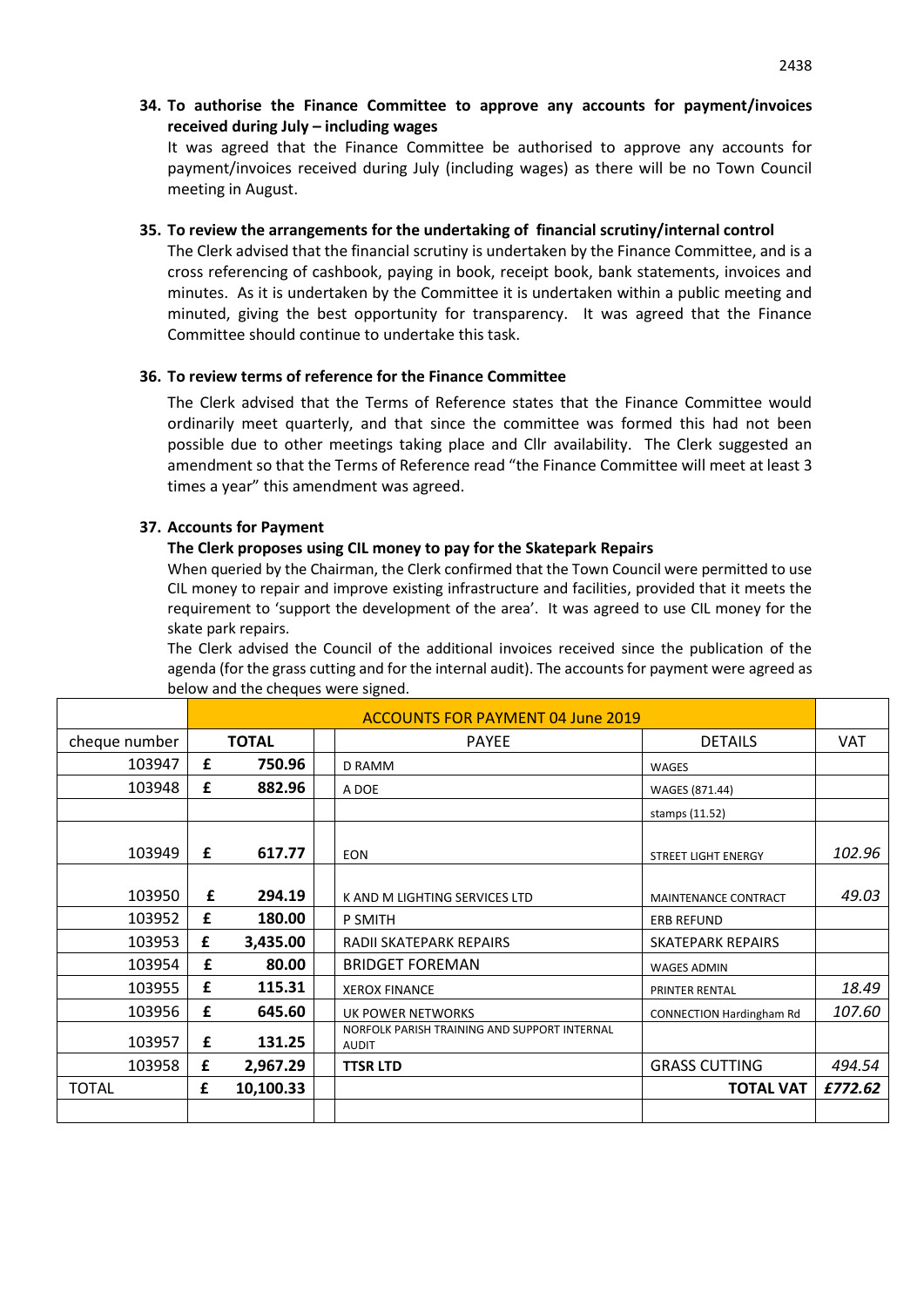**34. To authorise the Finance Committee to approve any accounts for payment/invoices received during July – including wages**

It was agreed that the Finance Committee be authorised to approve any accounts for payment/invoices received during July (including wages) as there will be no Town Council meeting in August.

**35. To review the arrangements for the undertaking of financial scrutiny/internal control**

The Clerk advised that the financial scrutiny is undertaken by the Finance Committee, and is a cross referencing of cashbook, paying in book, receipt book, bank statements, invoices and minutes. As it is undertaken by the Committee it is undertaken within a public meeting and minuted, giving the best opportunity for transparency. It was agreed that the Finance Committee should continue to undertake this task.

**36. To review terms of reference for the Finance Committee**

The Clerk advised that the Terms of Reference states that the Finance Committee would ordinarily meet quarterly, and that since the committee was formed this had not been possible due to other meetings taking place and Cllr availability. The Clerk suggested an amendment so that the Terms of Reference read "the Finance Committee will meet at least 3 times a year" this amendment was agreed.

**37. Accounts for Payment**

**The Clerk proposes using CIL money to pay for the Skatepark Repairs**

When queried by the Chairman, the Clerk confirmed that the Town Council were permitted to use CIL money to repair and improve existing infrastructure and facilities, provided that it meets the requirement to 'support the development of the area'. It was agreed to use CIL money for the skate park repairs.

The Clerk advised the Council of the additional invoices received since the publication of the agenda (for the grass cutting and for the internal audit). The accounts for payment were agreed as below and the cheques were signed.

| | ACCOUNTS FOR PAYMENT 04 June 2019 | | | | |
|---|---|---|---|---|---|
| cheque number | **TOTAL** | | PAYEE | DETAILS | VAT |
| 103947 | £ | **750.96** | D RAMM | WAGES | |
| 103948 | £ | **882.96** | A DOE | WAGES (871.44) | |
| | | | | stamps (11.52) | |
| 103949 | £ | **617.77** | EON | STREET LIGHT ENERGY | *102.96* |
| 103950 | £ | **294.19** | K AND M LIGHTING SERVICES LTD | MAINTENANCE CONTRACT | *49.03* |
| 103952 | £ | **180.00** | P SMITH | ERB REFUND | |
| 103953 | £ | **3,435.00** | RADII SKATEPARK REPAIRS | SKATEPARK REPAIRS | |
| 103954 | £ | **80.00** | BRIDGET FOREMAN | WAGES ADMIN | |
| 103955 | £ | **115.31** | XEROX FINANCE | PRINTER RENTAL | *18.49* |
| 103956 | £ | **645.60** | UK POWER NETWORKS | CONNECTION Hardingham Rd | *107.60* |
| 103957 | £ | **131.25** | NORFOLK PARISH TRAINING AND SUPPORT INTERNAL AUDIT | | |
| 103958 | £ | **2,967.29** | **TTSR LTD** | GRASS CUTTING | *494.54* |
| TOTAL | £ | **10,100.33** | | **TOTAL VAT** | ***£772.62*** |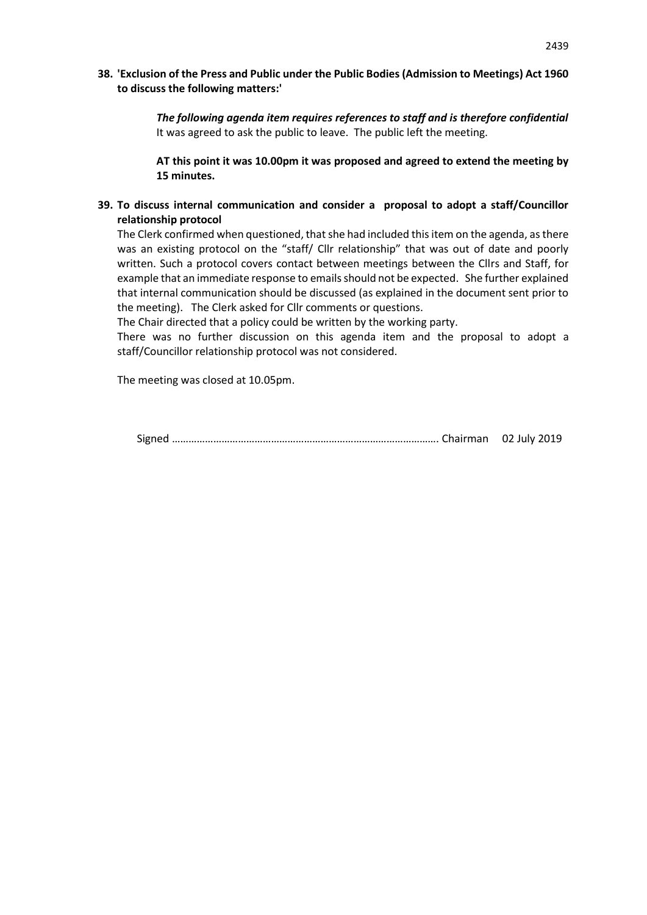**38. 'Exclusion of the Press and Public under the Public Bodies (Admission to Meetings) Act 1960 to discuss the following matters:'**

> ***The following agenda item requires references to staff and is therefore confidential***
> It was agreed to ask the public to leave. The public left the meeting.
>
> **AT this point it was 10.00pm it was proposed and agreed to extend the meeting by 15 minutes.**

**39. To discuss internal communication and consider a proposal to adopt a staff/Councillor relationship protocol**

The Clerk confirmed when questioned, that she had included this item on the agenda, as there was an existing protocol on the "staff/ Cllr relationship" that was out of date and poorly written. Such a protocol covers contact between meetings between the Cllrs and Staff, for example that an immediate response to emails should not be expected. She further explained that internal communication should be discussed (as explained in the document sent prior to the meeting). The Clerk asked for Cllr comments or questions.

The Chair directed that a policy could be written by the working party.

There was no further discussion on this agenda item and the proposal to adopt a staff/Councillor relationship protocol was not considered.

The meeting was closed at 10.05pm.

Signed ………………………………………………………………………………. Chairman 02 July 2019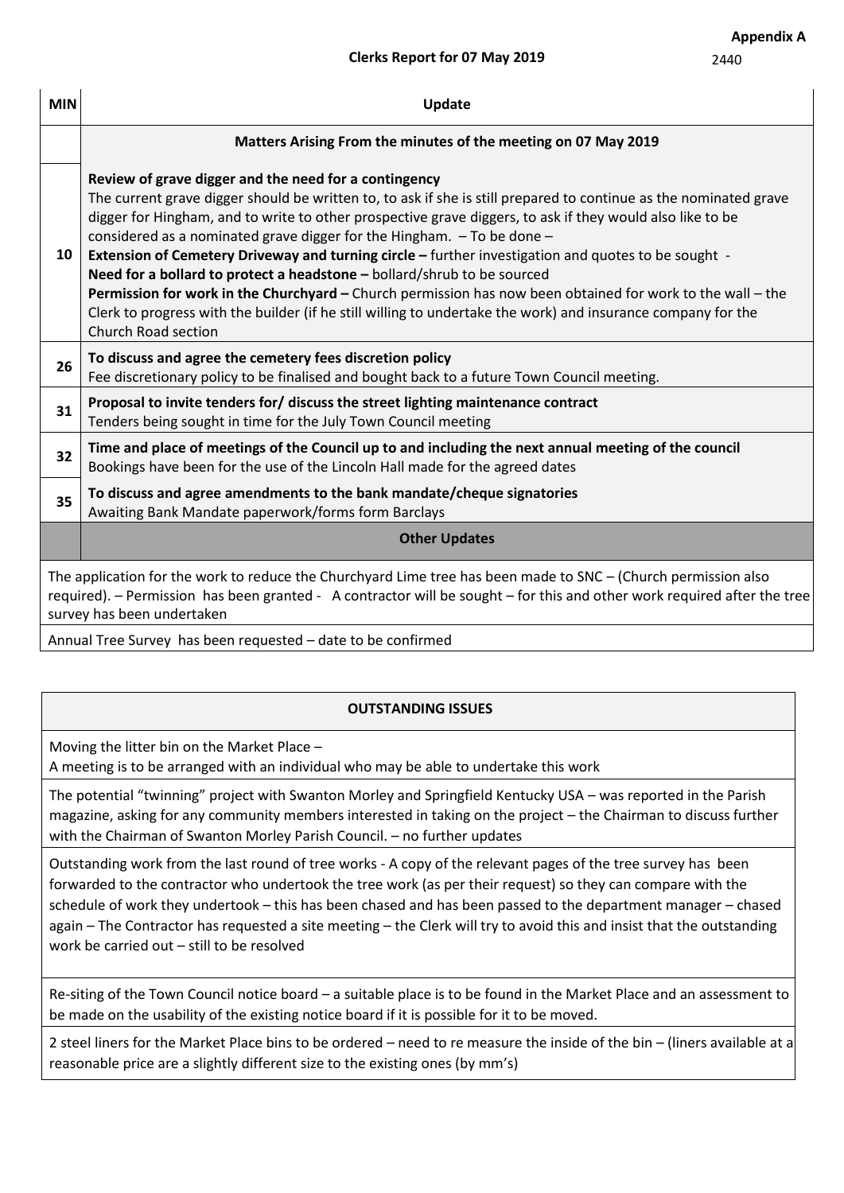**Appendix A**

## Clerks Report for 07 May 2019

2440

| MIN | Update |
|---|---|
| | **Matters Arising From the minutes of the meeting on 07 May 2019** |
| 10 | **Review of grave digger and the need for a contingency**<br>The current grave digger should be written to, to ask if she is still prepared to continue as the nominated grave digger for Hingham, and to write to other prospective grave diggers, to ask if they would also like to be considered as a nominated grave digger for the Hingham. – To be done –<br>**Extension of Cemetery Driveway and turning circle –** further investigation and quotes to be sought -<br>**Need for a bollard to protect a headstone –** bollard/shrub to be sourced<br>**Permission for work in the Churchyard –** Church permission has now been obtained for work to the wall – the Clerk to progress with the builder (if he still willing to undertake the work) and insurance company for the Church Road section |
| 26 | **To discuss and agree the cemetery fees discretion policy**<br>Fee discretionary policy to be finalised and bought back to a future Town Council meeting. |
| 31 | **Proposal to invite tenders for/ discuss the street lighting maintenance contract**<br>Tenders being sought in time for the July Town Council meeting |
| 32 | **Time and place of meetings of the Council up to and including the next annual meeting of the council**<br>Bookings have been for the use of the Lincoln Hall made for the agreed dates |
| 35 | **To discuss and agree amendments to the bank mandate/cheque signatories**<br>Awaiting Bank Mandate paperwork/forms form Barclays |
| | **Other Updates** |
| | The application for the work to reduce the Churchyard Lime tree has been made to SNC – (Church permission also required). – Permission has been granted - A contractor will be sought – for this and other work required after the tree survey has been undertaken |
| | Annual Tree Survey has been requested – date to be confirmed |

| **OUTSTANDING ISSUES** |
|---|
| Moving the litter bin on the Market Place –<br>A meeting is to be arranged with an individual who may be able to undertake this work |
| The potential "twinning" project with Swanton Morley and Springfield Kentucky USA – was reported in the Parish magazine, asking for any community members interested in taking on the project – the Chairman to discuss further with the Chairman of Swanton Morley Parish Council. – no further updates |
| Outstanding work from the last round of tree works - A copy of the relevant pages of the tree survey has been forwarded to the contractor who undertook the tree work (as per their request) so they can compare with the schedule of work they undertook – this has been chased and has been passed to the department manager – chased again – The Contractor has requested a site meeting – the Clerk will try to avoid this and insist that the outstanding work be carried out – still to be resolved |
| Re-siting of the Town Council notice board – a suitable place is to be found in the Market Place and an assessment to be made on the usability of the existing notice board if it is possible for it to be moved. |
| 2 steel liners for the Market Place bins to be ordered – need to re measure the inside of the bin – (liners available at a reasonable price are a slightly different size to the existing ones (by mm's) |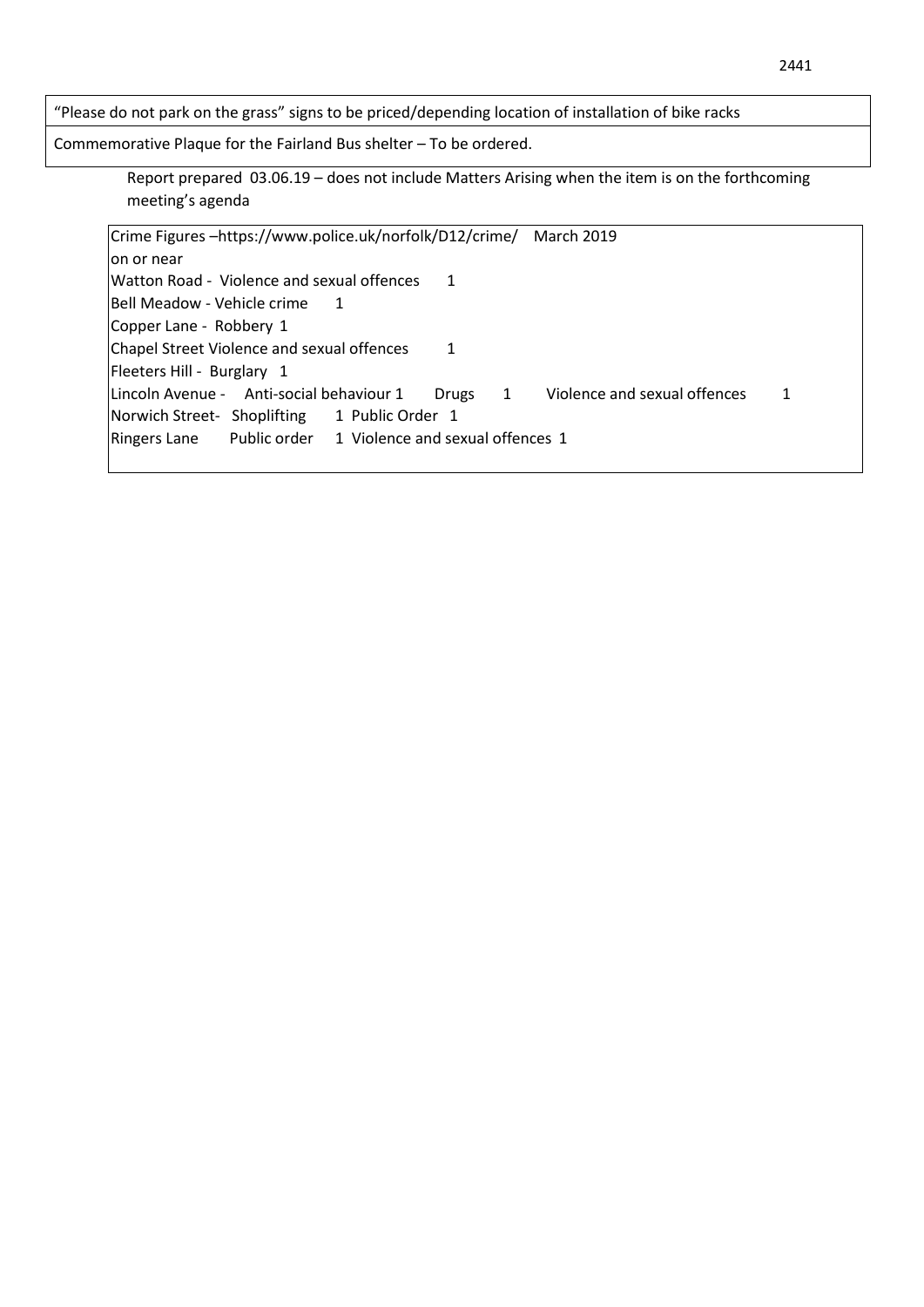| |
|---|
| "Please do not park on the grass" signs to be priced/depending location of installation of bike racks |
| Commemorative Plaque for the Fairland Bus shelter – To be ordered. |

Report prepared 03.06.19 – does not include Matters Arising when the item is on the forthcoming meeting's agenda

Crime Figures –https://www.police.uk/norfolk/D12/crime/ March 2019
on or near
Watton Road - Violence and sexual offences 1
Bell Meadow - Vehicle crime 1
Copper Lane - Robbery 1
Chapel Street Violence and sexual offences 1
Fleeters Hill - Burglary 1
Lincoln Avenue - Anti-social behaviour 1 Drugs 1 Violence and sexual offences 1
Norwich Street- Shoplifting 1 Public Order 1
Ringers Lane Public order 1 Violence and sexual offences 1